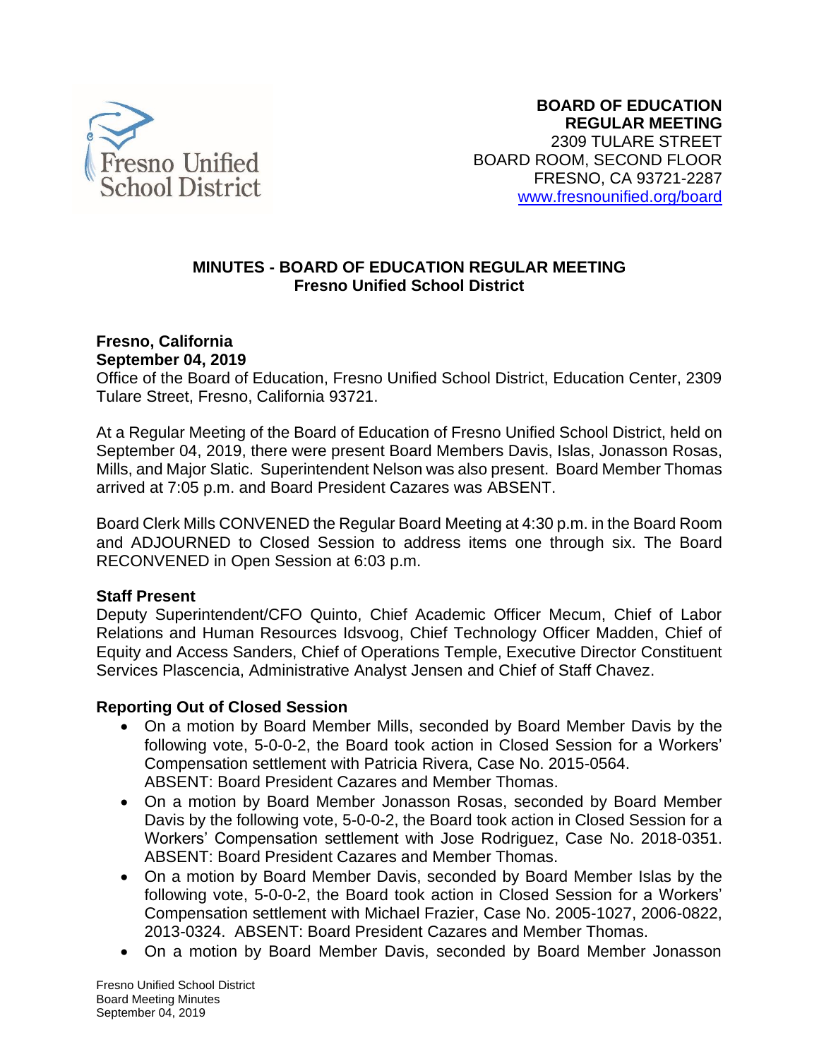**BOARD OF EDUCATION**
**REGULAR MEETING**
2309 TULARE STREET
BOARD ROOM, SECOND FLOOR
FRESNO, CA 93721-2287
www.fresnounified.org/board

# MINUTES - BOARD OF EDUCATION REGULAR MEETING
## Fresno Unified School District

**Fresno, California**
**September 04, 2019**
Office of the Board of Education, Fresno Unified School District, Education Center, 2309 Tulare Street, Fresno, California 93721.

At a Regular Meeting of the Board of Education of Fresno Unified School District, held on September 04, 2019, there were present Board Members Davis, Islas, Jonasson Rosas, Mills, and Major Slatic. Superintendent Nelson was also present. Board Member Thomas arrived at 7:05 p.m. and Board President Cazares was ABSENT.

Board Clerk Mills CONVENED the Regular Board Meeting at 4:30 p.m. in the Board Room and ADJOURNED to Closed Session to address items one through six. The Board RECONVENED in Open Session at 6:03 p.m.

**Staff Present**
Deputy Superintendent/CFO Quinto, Chief Academic Officer Mecum, Chief of Labor Relations and Human Resources Idsvoog, Chief Technology Officer Madden, Chief of Equity and Access Sanders, Chief of Operations Temple, Executive Director Constituent Services Plascencia, Administrative Analyst Jensen and Chief of Staff Chavez.

**Reporting Out of Closed Session**

- On a motion by Board Member Mills, seconded by Board Member Davis by the following vote, 5-0-0-2, the Board took action in Closed Session for a Workers' Compensation settlement with Patricia Rivera, Case No. 2015-0564. ABSENT: Board President Cazares and Member Thomas.
- On a motion by Board Member Jonasson Rosas, seconded by Board Member Davis by the following vote, 5-0-0-2, the Board took action in Closed Session for a Workers' Compensation settlement with Jose Rodriguez, Case No. 2018-0351. ABSENT: Board President Cazares and Member Thomas.
- On a motion by Board Member Davis, seconded by Board Member Islas by the following vote, 5-0-0-2, the Board took action in Closed Session for a Workers' Compensation settlement with Michael Frazier, Case No. 2005-1027, 2006-0822, 2013-0324. ABSENT: Board President Cazares and Member Thomas.
- On a motion by Board Member Davis, seconded by Board Member Jonasson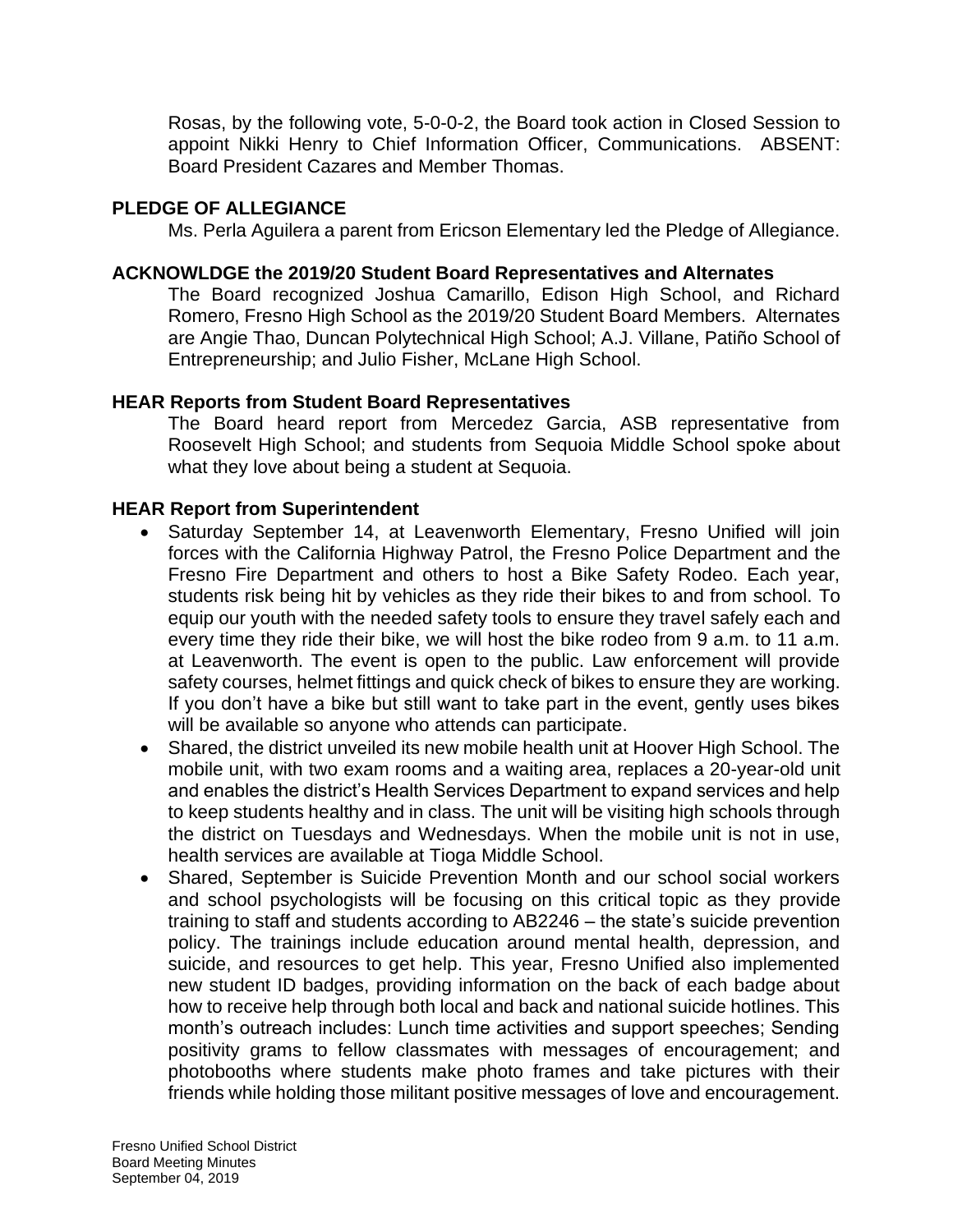Rosas, by the following vote, 5-0-0-2, the Board took action in Closed Session to appoint Nikki Henry to Chief Information Officer, Communications. ABSENT: Board President Cazares and Member Thomas.

**PLEDGE OF ALLEGIANCE**

Ms. Perla Aguilera a parent from Ericson Elementary led the Pledge of Allegiance.

**ACKNOWLDGE the 2019/20 Student Board Representatives and Alternates**

The Board recognized Joshua Camarillo, Edison High School, and Richard Romero, Fresno High School as the 2019/20 Student Board Members. Alternates are Angie Thao, Duncan Polytechnical High School; A.J. Villane, Patiño School of Entrepreneurship; and Julio Fisher, McLane High School.

**HEAR Reports from Student Board Representatives**

The Board heard report from Mercedez Garcia, ASB representative from Roosevelt High School; and students from Sequoia Middle School spoke about what they love about being a student at Sequoia.

**HEAR Report from Superintendent**

- Saturday September 14, at Leavenworth Elementary, Fresno Unified will join forces with the California Highway Patrol, the Fresno Police Department and the Fresno Fire Department and others to host a Bike Safety Rodeo. Each year, students risk being hit by vehicles as they ride their bikes to and from school. To equip our youth with the needed safety tools to ensure they travel safely each and every time they ride their bike, we will host the bike rodeo from 9 a.m. to 11 a.m. at Leavenworth. The event is open to the public. Law enforcement will provide safety courses, helmet fittings and quick check of bikes to ensure they are working. If you don't have a bike but still want to take part in the event, gently uses bikes will be available so anyone who attends can participate.
- Shared, the district unveiled its new mobile health unit at Hoover High School. The mobile unit, with two exam rooms and a waiting area, replaces a 20-year-old unit and enables the district's Health Services Department to expand services and help to keep students healthy and in class. The unit will be visiting high schools through the district on Tuesdays and Wednesdays. When the mobile unit is not in use, health services are available at Tioga Middle School.
- Shared, September is Suicide Prevention Month and our school social workers and school psychologists will be focusing on this critical topic as they provide training to staff and students according to AB2246 – the state's suicide prevention policy. The trainings include education around mental health, depression, and suicide, and resources to get help. This year, Fresno Unified also implemented new student ID badges, providing information on the back of each badge about how to receive help through both local and back and national suicide hotlines. This month's outreach includes: Lunch time activities and support speeches; Sending positivity grams to fellow classmates with messages of encouragement; and photobooths where students make photo frames and take pictures with their friends while holding those militant positive messages of love and encouragement.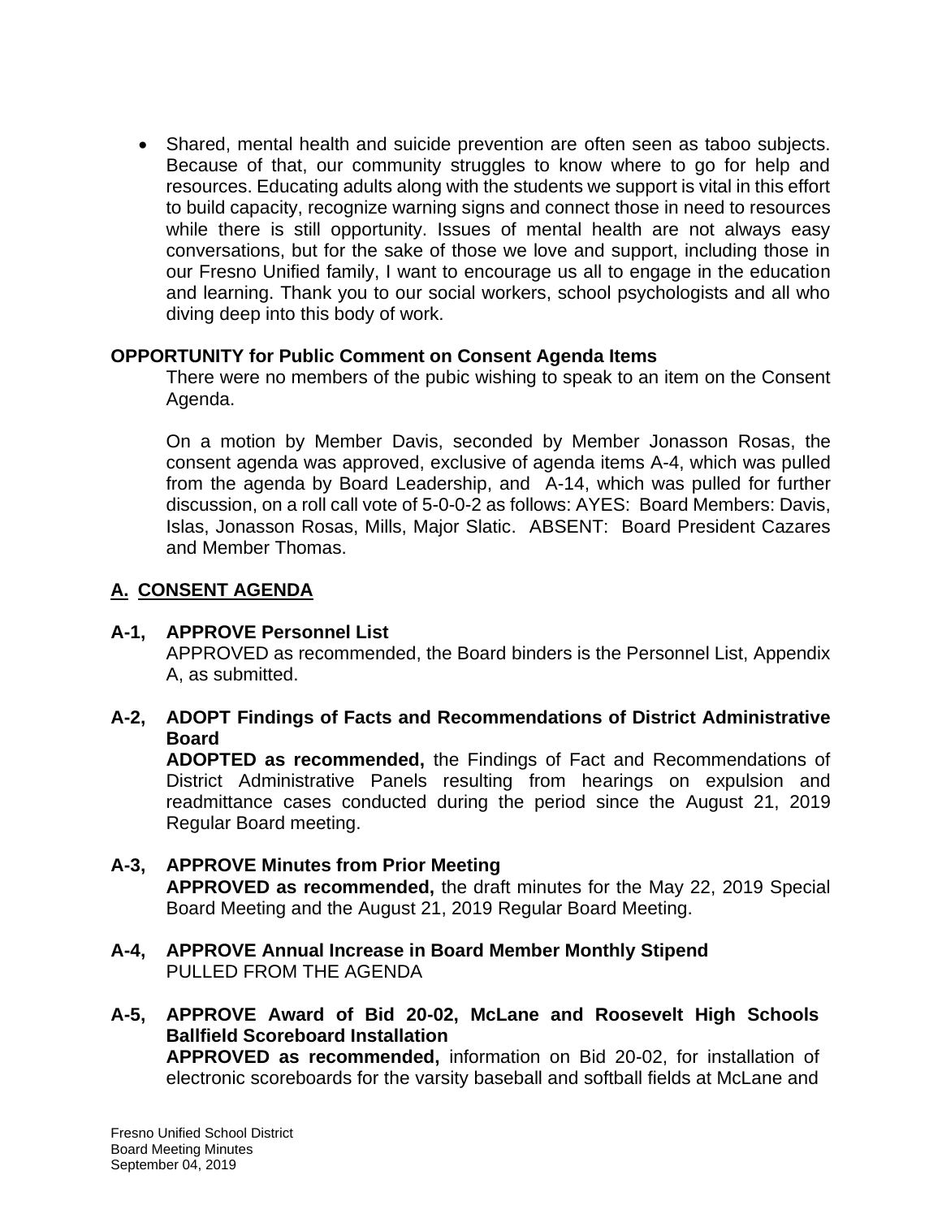- Shared, mental health and suicide prevention are often seen as taboo subjects. Because of that, our community struggles to know where to go for help and resources. Educating adults along with the students we support is vital in this effort to build capacity, recognize warning signs and connect those in need to resources while there is still opportunity. Issues of mental health are not always easy conversations, but for the sake of those we love and support, including those in our Fresno Unified family, I want to encourage us all to engage in the education and learning. Thank you to our social workers, school psychologists and all who diving deep into this body of work.

**OPPORTUNITY for Public Comment on Consent Agenda Items**

There were no members of the pubic wishing to speak to an item on the Consent Agenda.

On a motion by Member Davis, seconded by Member Jonasson Rosas, the consent agenda was approved, exclusive of agenda items A-4, which was pulled from the agenda by Board Leadership, and A-14, which was pulled for further discussion, on a roll call vote of 5-0-0-2 as follows: AYES: Board Members: Davis, Islas, Jonasson Rosas, Mills, Major Slatic. ABSENT: Board President Cazares and Member Thomas.

## A. CONSENT AGENDA

**A-1, APPROVE Personnel List**

APPROVED as recommended, the Board binders is the Personnel List, Appendix A, as submitted.

**A-2, ADOPT Findings of Facts and Recommendations of District Administrative Board**

**ADOPTED as recommended,** the Findings of Fact and Recommendations of District Administrative Panels resulting from hearings on expulsion and readmittance cases conducted during the period since the August 21, 2019 Regular Board meeting.

**A-3, APPROVE Minutes from Prior Meeting**

**APPROVED as recommended,** the draft minutes for the May 22, 2019 Special Board Meeting and the August 21, 2019 Regular Board Meeting.

**A-4, APPROVE Annual Increase in Board Member Monthly Stipend**

PULLED FROM THE AGENDA

**A-5, APPROVE Award of Bid 20-02, McLane and Roosevelt High Schools Ballfield Scoreboard Installation**

**APPROVED as recommended,** information on Bid 20-02, for installation of electronic scoreboards for the varsity baseball and softball fields at McLane and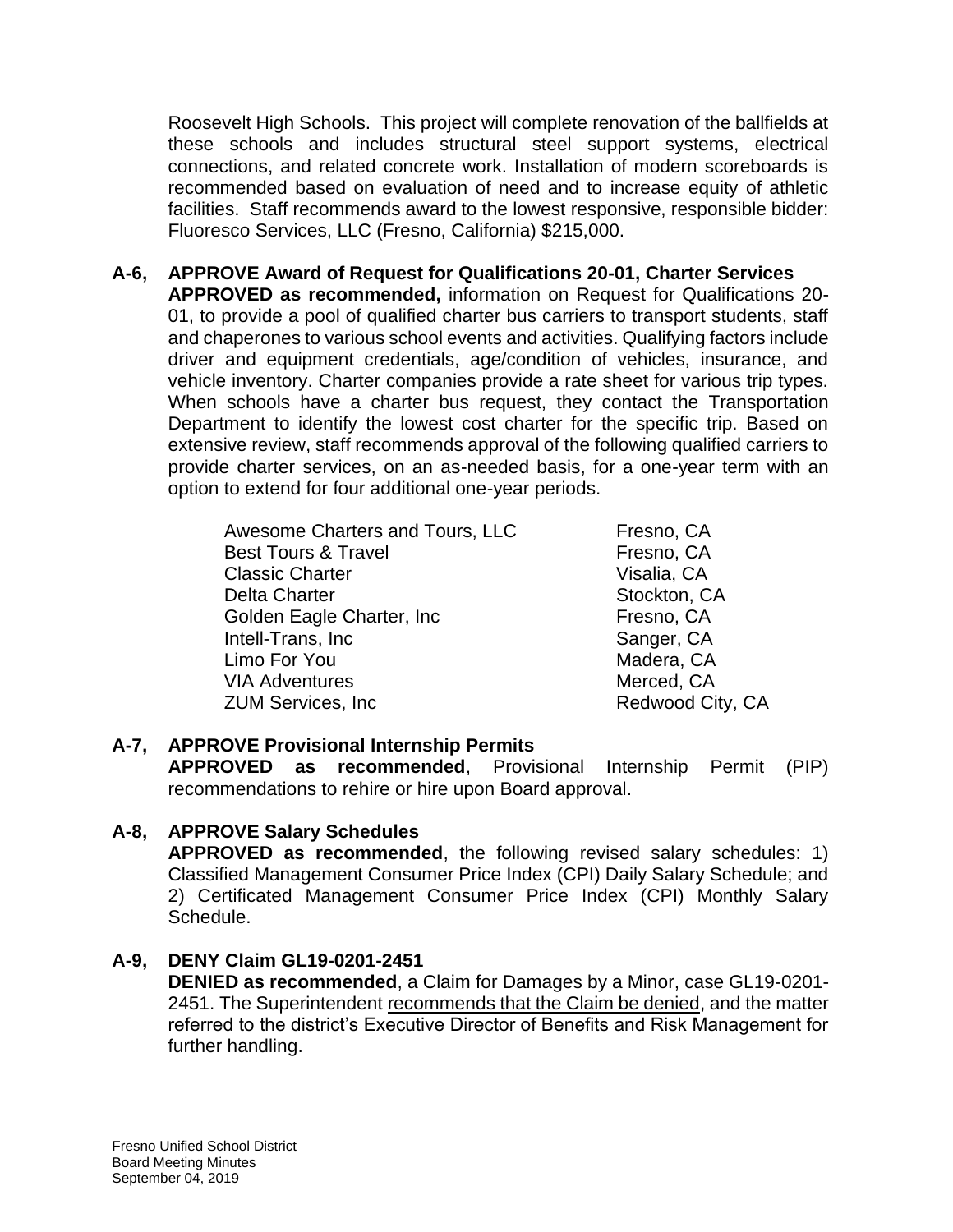Roosevelt High Schools. This project will complete renovation of the ballfields at these schools and includes structural steel support systems, electrical connections, and related concrete work. Installation of modern scoreboards is recommended based on evaluation of need and to increase equity of athletic facilities. Staff recommends award to the lowest responsive, responsible bidder: Fluoresco Services, LLC (Fresno, California) $215,000.

**A-6, APPROVE Award of Request for Qualifications 20-01, Charter Services**

**APPROVED as recommended,** information on Request for Qualifications 20-01, to provide a pool of qualified charter bus carriers to transport students, staff and chaperones to various school events and activities. Qualifying factors include driver and equipment credentials, age/condition of vehicles, insurance, and vehicle inventory. Charter companies provide a rate sheet for various trip types. When schools have a charter bus request, they contact the Transportation Department to identify the lowest cost charter for the specific trip. Based on extensive review, staff recommends approval of the following qualified carriers to provide charter services, on an as-needed basis, for a one-year term with an option to extend for four additional one-year periods.

| | |
|---|---|
| Awesome Charters and Tours, LLC | Fresno, CA |
| Best Tours & Travel | Fresno, CA |
| Classic Charter | Visalia, CA |
| Delta Charter | Stockton, CA |
| Golden Eagle Charter, Inc | Fresno, CA |
| Intell-Trans, Inc | Sanger, CA |
| Limo For You | Madera, CA |
| VIA Adventures | Merced, CA |
| ZUM Services, Inc | Redwood City, CA |

**A-7, APPROVE Provisional Internship Permits**

**APPROVED as recommended**, Provisional Internship Permit (PIP) recommendations to rehire or hire upon Board approval.

**A-8, APPROVE Salary Schedules**

**APPROVED as recommended**, the following revised salary schedules: 1) Classified Management Consumer Price Index (CPI) Daily Salary Schedule; and 2) Certificated Management Consumer Price Index (CPI) Monthly Salary Schedule.

**A-9, DENY Claim GL19-0201-2451**

**DENIED as recommended**, a Claim for Damages by a Minor, case GL19-0201-2451. The Superintendent recommends that the Claim be denied, and the matter referred to the district's Executive Director of Benefits and Risk Management for further handling.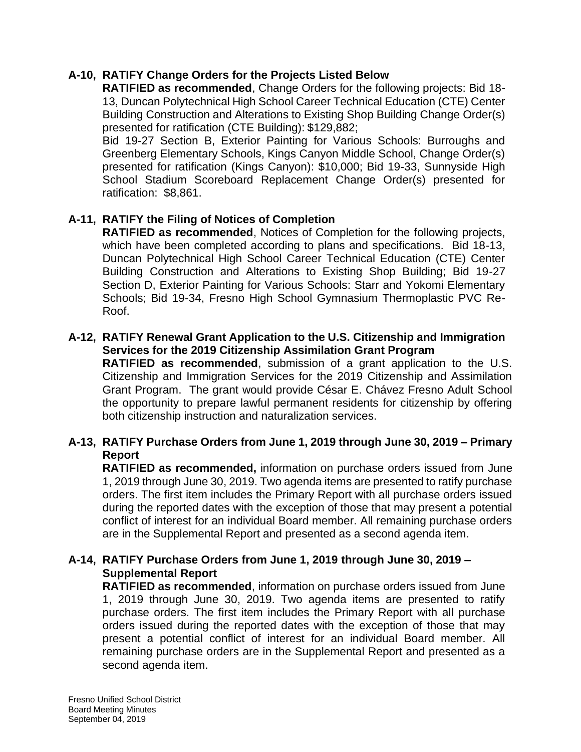**A-10, RATIFY Change Orders for the Projects Listed Below**

**RATIFIED as recommended**, Change Orders for the following projects: Bid 18-13, Duncan Polytechnical High School Career Technical Education (CTE) Center Building Construction and Alterations to Existing Shop Building Change Order(s) presented for ratification (CTE Building): $129,882;

Bid 19-27 Section B, Exterior Painting for Various Schools: Burroughs and Greenberg Elementary Schools, Kings Canyon Middle School, Change Order(s) presented for ratification (Kings Canyon): $10,000; Bid 19-33, Sunnyside High School Stadium Scoreboard Replacement Change Order(s) presented for ratification: $8,861.

**A-11, RATIFY the Filing of Notices of Completion**

**RATIFIED as recommended**, Notices of Completion for the following projects, which have been completed according to plans and specifications. Bid 18-13, Duncan Polytechnical High School Career Technical Education (CTE) Center Building Construction and Alterations to Existing Shop Building; Bid 19-27 Section D, Exterior Painting for Various Schools: Starr and Yokomi Elementary Schools; Bid 19-34, Fresno High School Gymnasium Thermoplastic PVC Re-Roof.

**A-12, RATIFY Renewal Grant Application to the U.S. Citizenship and Immigration Services for the 2019 Citizenship Assimilation Grant Program**

**RATIFIED as recommended**, submission of a grant application to the U.S. Citizenship and Immigration Services for the 2019 Citizenship and Assimilation Grant Program. The grant would provide César E. Chávez Fresno Adult School the opportunity to prepare lawful permanent residents for citizenship by offering both citizenship instruction and naturalization services.

**A-13, RATIFY Purchase Orders from June 1, 2019 through June 30, 2019 – Primary Report**

**RATIFIED as recommended,** information on purchase orders issued from June 1, 2019 through June 30, 2019. Two agenda items are presented to ratify purchase orders. The first item includes the Primary Report with all purchase orders issued during the reported dates with the exception of those that may present a potential conflict of interest for an individual Board member. All remaining purchase orders are in the Supplemental Report and presented as a second agenda item.

**A-14, RATIFY Purchase Orders from June 1, 2019 through June 30, 2019 – Supplemental Report**

**RATIFIED as recommended**, information on purchase orders issued from June 1, 2019 through June 30, 2019. Two agenda items are presented to ratify purchase orders. The first item includes the Primary Report with all purchase orders issued during the reported dates with the exception of those that may present a potential conflict of interest for an individual Board member. All remaining purchase orders are in the Supplemental Report and presented as a second agenda item.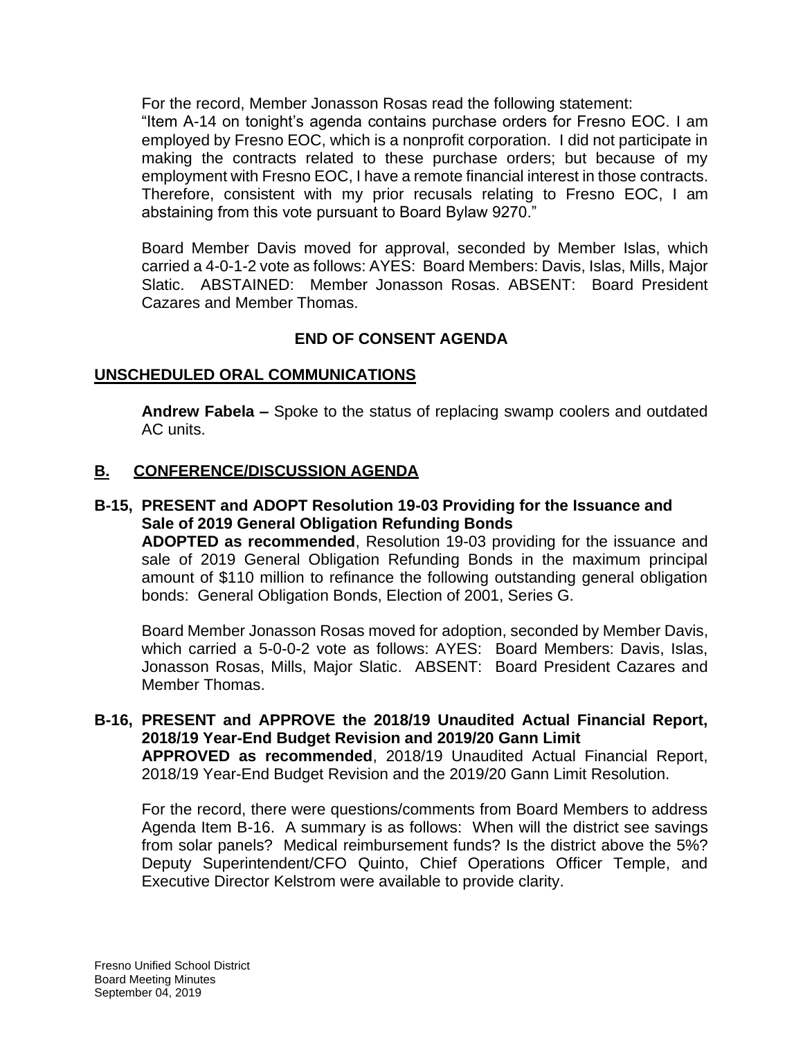For the record, Member Jonasson Rosas read the following statement:
"Item A-14 on tonight's agenda contains purchase orders for Fresno EOC. I am employed by Fresno EOC, which is a nonprofit corporation. I did not participate in making the contracts related to these purchase orders; but because of my employment with Fresno EOC, I have a remote financial interest in those contracts. Therefore, consistent with my prior recusals relating to Fresno EOC, I am abstaining from this vote pursuant to Board Bylaw 9270."

Board Member Davis moved for approval, seconded by Member Islas, which carried a 4-0-1-2 vote as follows: AYES: Board Members: Davis, Islas, Mills, Major Slatic. ABSTAINED: Member Jonasson Rosas. ABSENT: Board President Cazares and Member Thomas.

**END OF CONSENT AGENDA**

## UNSCHEDULED ORAL COMMUNICATIONS

**Andrew Fabela –** Spoke to the status of replacing swamp coolers and outdated AC units.

## B. CONFERENCE/DISCUSSION AGENDA

**B-15, PRESENT and ADOPT Resolution 19-03 Providing for the Issuance and Sale of 2019 General Obligation Refunding Bonds**

**ADOPTED as recommended**, Resolution 19-03 providing for the issuance and sale of 2019 General Obligation Refunding Bonds in the maximum principal amount of $110 million to refinance the following outstanding general obligation bonds: General Obligation Bonds, Election of 2001, Series G.

Board Member Jonasson Rosas moved for adoption, seconded by Member Davis, which carried a 5-0-0-2 vote as follows: AYES: Board Members: Davis, Islas, Jonasson Rosas, Mills, Major Slatic. ABSENT: Board President Cazares and Member Thomas.

**B-16, PRESENT and APPROVE the 2018/19 Unaudited Actual Financial Report, 2018/19 Year-End Budget Revision and 2019/20 Gann Limit**

**APPROVED as recommended**, 2018/19 Unaudited Actual Financial Report, 2018/19 Year-End Budget Revision and the 2019/20 Gann Limit Resolution.

For the record, there were questions/comments from Board Members to address Agenda Item B-16. A summary is as follows: When will the district see savings from solar panels? Medical reimbursement funds? Is the district above the 5%? Deputy Superintendent/CFO Quinto, Chief Operations Officer Temple, and Executive Director Kelstrom were available to provide clarity.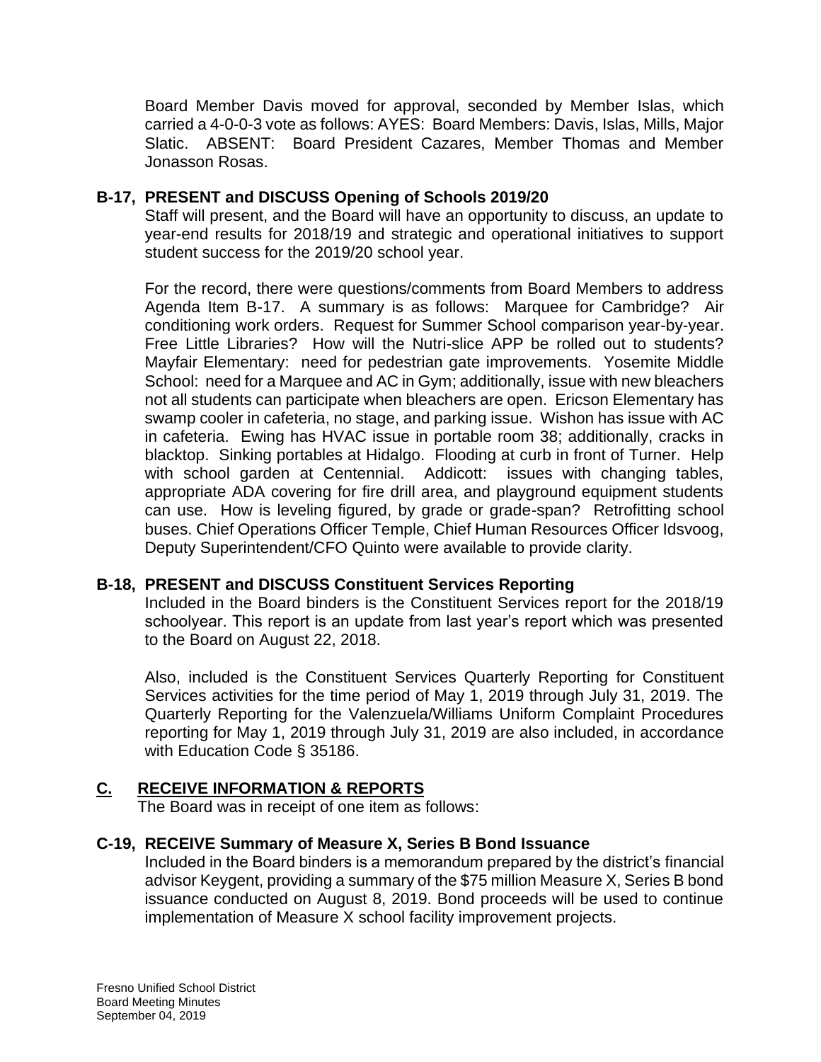Board Member Davis moved for approval, seconded by Member Islas, which carried a 4-0-0-3 vote as follows: AYES: Board Members: Davis, Islas, Mills, Major Slatic. ABSENT: Board President Cazares, Member Thomas and Member Jonasson Rosas.

**B-17, PRESENT and DISCUSS Opening of Schools 2019/20**

Staff will present, and the Board will have an opportunity to discuss, an update to year-end results for 2018/19 and strategic and operational initiatives to support student success for the 2019/20 school year.

For the record, there were questions/comments from Board Members to address Agenda Item B-17. A summary is as follows: Marquee for Cambridge? Air conditioning work orders. Request for Summer School comparison year-by-year. Free Little Libraries? How will the Nutri-slice APP be rolled out to students? Mayfair Elementary: need for pedestrian gate improvements. Yosemite Middle School: need for a Marquee and AC in Gym; additionally, issue with new bleachers not all students can participate when bleachers are open. Ericson Elementary has swamp cooler in cafeteria, no stage, and parking issue. Wishon has issue with AC in cafeteria. Ewing has HVAC issue in portable room 38; additionally, cracks in blacktop. Sinking portables at Hidalgo. Flooding at curb in front of Turner. Help with school garden at Centennial. Addicott: issues with changing tables, appropriate ADA covering for fire drill area, and playground equipment students can use. How is leveling figured, by grade or grade-span? Retrofitting school buses. Chief Operations Officer Temple, Chief Human Resources Officer Idsvoog, Deputy Superintendent/CFO Quinto were available to provide clarity.

**B-18, PRESENT and DISCUSS Constituent Services Reporting**

Included in the Board binders is the Constituent Services report for the 2018/19 schoolyear. This report is an update from last year's report which was presented to the Board on August 22, 2018.

Also, included is the Constituent Services Quarterly Reporting for Constituent Services activities for the time period of May 1, 2019 through July 31, 2019. The Quarterly Reporting for the Valenzuela/Williams Uniform Complaint Procedures reporting for May 1, 2019 through July 31, 2019 are also included, in accordance with Education Code § 35186.

## C. RECEIVE INFORMATION & REPORTS

The Board was in receipt of one item as follows:

**C-19, RECEIVE Summary of Measure X, Series B Bond Issuance**

Included in the Board binders is a memorandum prepared by the district's financial advisor Keygent, providing a summary of the $75 million Measure X, Series B bond issuance conducted on August 8, 2019. Bond proceeds will be used to continue implementation of Measure X school facility improvement projects.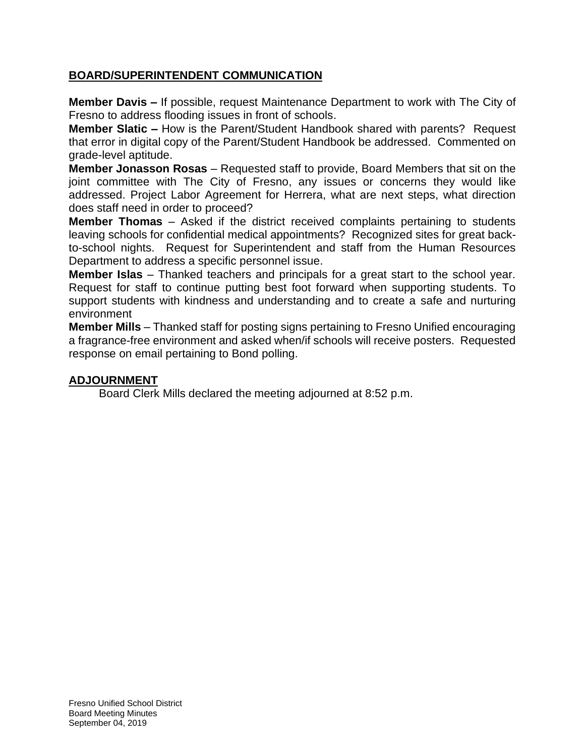## BOARD/SUPERINTENDENT COMMUNICATION

**Member Davis –** If possible, request Maintenance Department to work with The City of Fresno to address flooding issues in front of schools.

**Member Slatic –** How is the Parent/Student Handbook shared with parents? Request that error in digital copy of the Parent/Student Handbook be addressed. Commented on grade-level aptitude.

**Member Jonasson Rosas** – Requested staff to provide, Board Members that sit on the joint committee with The City of Fresno, any issues or concerns they would like addressed. Project Labor Agreement for Herrera, what are next steps, what direction does staff need in order to proceed?

**Member Thomas** – Asked if the district received complaints pertaining to students leaving schools for confidential medical appointments? Recognized sites for great back-to-school nights. Request for Superintendent and staff from the Human Resources Department to address a specific personnel issue.

**Member Islas** – Thanked teachers and principals for a great start to the school year. Request for staff to continue putting best foot forward when supporting students. To support students with kindness and understanding and to create a safe and nurturing environment

**Member Mills** – Thanked staff for posting signs pertaining to Fresno Unified encouraging a fragrance-free environment and asked when/if schools will receive posters. Requested response on email pertaining to Bond polling.

## ADJOURNMENT

Board Clerk Mills declared the meeting adjourned at 8:52 p.m.